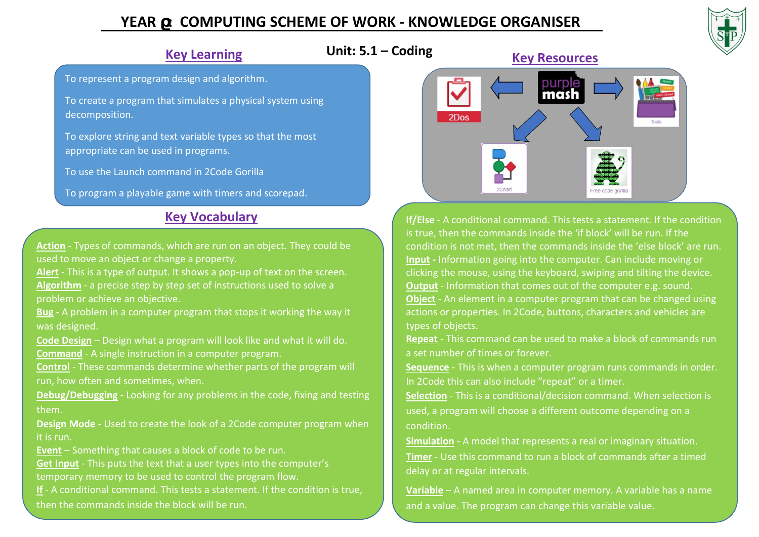# YEAR ɑ COMPUTING SCHEME OF WORK - KNOWLEDGE ORGANISER

## Unit: 5.1 – Coding

## Key Learning

To represent a program design and algorithm.

To create a program that simulates a physical system using decomposition.

To explore string and text variable types so that the most appropriate can be used in programs.

To use the Launch command in 2Code Gorilla

To program a playable game with timers and scorepad.

## Key Resources

purple mash

2Dos

Tools

2Chart

Free code gorilla

## Key Vocabulary

**Action** - Types of commands, which are run on an object. They could be used to move an object or change a property.

**Alert** - This is a type of output. It shows a pop-up of text on the screen.

**Algorithm** - a precise step by step set of instructions used to solve a problem or achieve an objective.

**Bug** - A problem in a computer program that stops it working the way it was designed.

**Code Design** – Design what a program will look like and what it will do.

**Command** - A single instruction in a computer program.

**Control** - These commands determine whether parts of the program will run, how often and sometimes, when.

**Debug/Debugging** - Looking for any problems in the code, fixing and testing them.

**Design Mode** - Used to create the look of a 2Code computer program when it is run.

**Event** – Something that causes a block of code to be run.

**Get Input** - This puts the text that a user types into the computer's temporary memory to be used to control the program flow.

**If** - A conditional command. This tests a statement. If the condition is true, then the commands inside the block will be run.

**If/Else -** A conditional command. This tests a statement. If the condition is true, then the commands inside the 'if block' will be run. If the condition is not met, then the commands inside the 'else block' are run.

**Input** - Information going into the computer. Can include moving or clicking the mouse, using the keyboard, swiping and tilting the device.

**Output** - Information that comes out of the computer e.g. sound.

**Object** - An element in a computer program that can be changed using actions or properties. In 2Code, buttons, characters and vehicles are types of objects.

**Repeat** - This command can be used to make a block of commands run a set number of times or forever.

**Sequence** - This is when a computer program runs commands in order. In 2Code this can also include "repeat" or a timer.

**Selection** - This is a conditional/decision command. When selection is used, a program will choose a different outcome depending on a condition.

**Simulation** - A model that represents a real or imaginary situation.

**Timer** - Use this command to run a block of commands after a timed delay or at regular intervals.

**Variable** – A named area in computer memory. A variable has a name and a value. The program can change this variable value.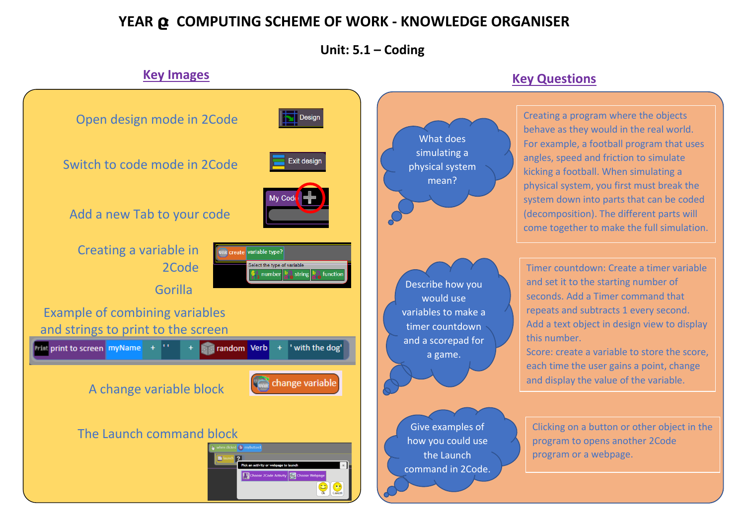# YEAR ɑ COMPUTING SCHEME OF WORK - KNOWLEDGE ORGANISER

## Unit: 5.1 – Coding

## Key Images

Open design mode in 2Code

Design

Switch to code mode in 2Code

Exit design

Add a new Tab to your code

My Code

Creating a variable in 2Code

Gorilla

create variable type?

Select the type of variable

number string function

Example of combining variables and strings to print to the screen

print to screen myName + ' ' + random Verb + ' with the dog'

A change variable block

change variable

The Launch command block

when clicked myButton1

launch ?

Pick an activity or webpage to launch

Choose 2Code Activity Choose Webpage

Ok Cancel

## Key Questions

**What does simulating a physical system mean?**

Creating a program where the objects behave as they would in the real world. For example, a football program that uses angles, speed and friction to simulate kicking a football. When simulating a physical system, you first must break the system down into parts that can be coded (decomposition). The different parts will come together to make the full simulation.

**Describe how you would use variables to make a timer countdown and a scorepad for a game.**

Timer countdown: Create a timer variable and set it to the starting number of seconds. Add a Timer command that repeats and subtracts 1 every second. Add a text object in design view to display this number.
Score: create a variable to store the score, each time the user gains a point, change and display the value of the variable.

**Give examples of how you could use the Launch command in 2Code.**

Clicking on a button or other object in the program to opens another 2Code program or a webpage.